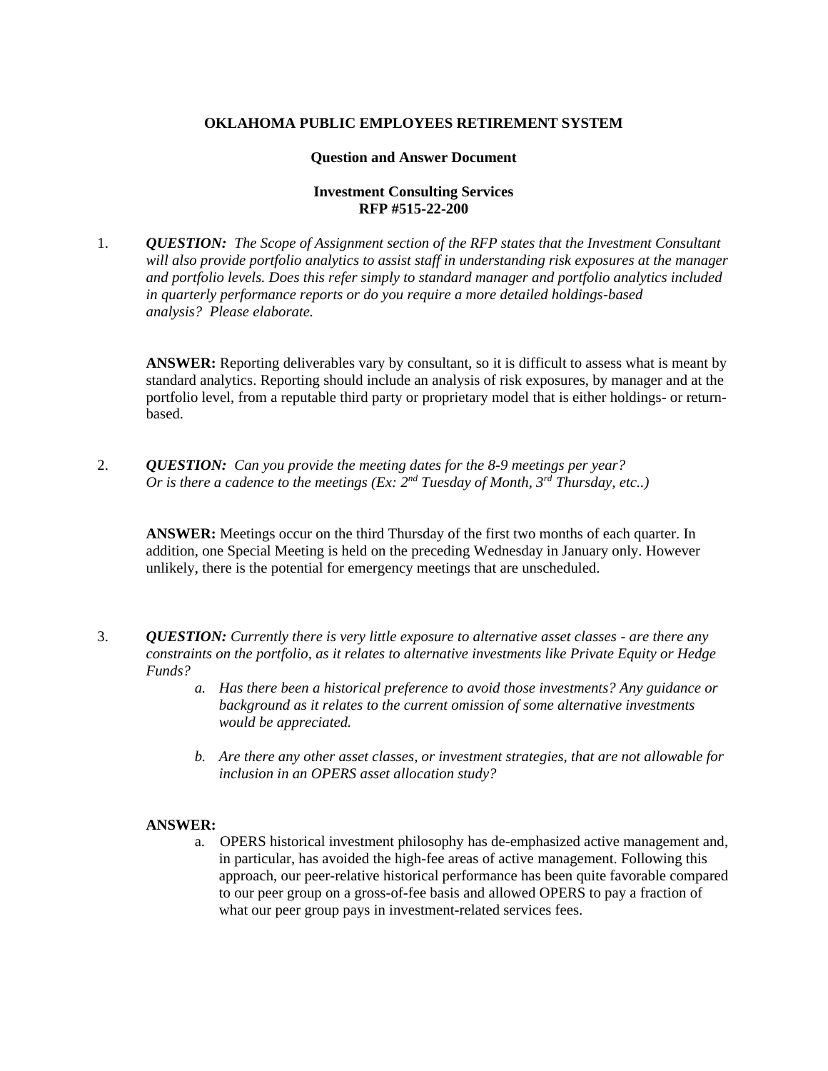**OKLAHOMA PUBLIC EMPLOYEES RETIREMENT SYSTEM**

**Question and Answer Document**

**Investment Consulting Services**
**RFP #515-22-200**

1. ***QUESTION:*** *The Scope of Assignment section of the RFP states that the Investment Consultant will also provide portfolio analytics to assist staff in understanding risk exposures at the manager and portfolio levels. Does this refer simply to standard manager and portfolio analytics included in quarterly performance reports or do you require a more detailed holdings-based analysis? Please elaborate.*

   **ANSWER:** Reporting deliverables vary by consultant, so it is difficult to assess what is meant by standard analytics. Reporting should include an analysis of risk exposures, by manager and at the portfolio level, from a reputable third party or proprietary model that is either holdings- or return-based.

2. ***QUESTION:*** *Can you provide the meeting dates for the 8-9 meetings per year? Or is there a cadence to the meetings (Ex: 2nd Tuesday of Month, 3rd Thursday, etc..)*

   **ANSWER:** Meetings occur on the third Thursday of the first two months of each quarter. In addition, one Special Meeting is held on the preceding Wednesday in January only. However unlikely, there is the potential for emergency meetings that are unscheduled.

3. ***QUESTION:*** *Currently there is very little exposure to alternative asset classes - are there any constraints on the portfolio, as it relates to alternative investments like Private Equity or Hedge Funds?*

   a. *Has there been a historical preference to avoid those investments? Any guidance or background as it relates to the current omission of some alternative investments would be appreciated.*

   b. *Are there any other asset classes, or investment strategies, that are not allowable for inclusion in an OPERS asset allocation study?*

   **ANSWER:**

   a. OPERS historical investment philosophy has de-emphasized active management and, in particular, has avoided the high-fee areas of active management. Following this approach, our peer-relative historical performance has been quite favorable compared to our peer group on a gross-of-fee basis and allowed OPERS to pay a fraction of what our peer group pays in investment-related services fees.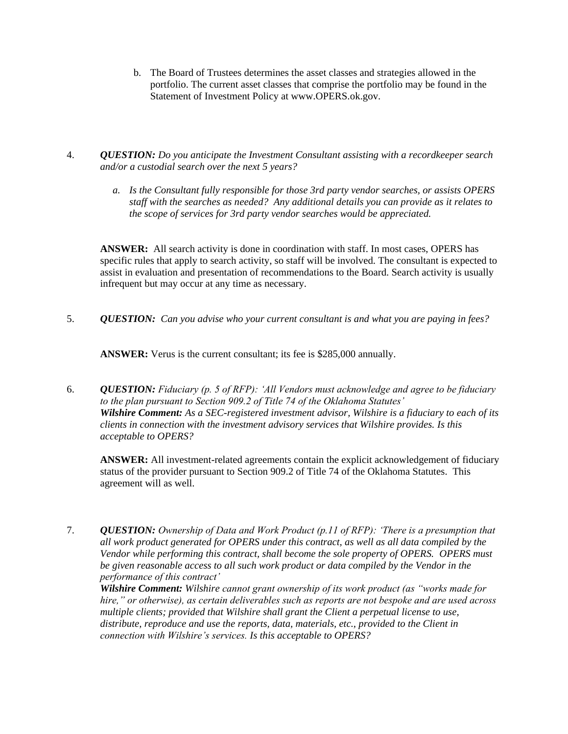b. The Board of Trustees determines the asset classes and strategies allowed in the portfolio. The current asset classes that comprise the portfolio may be found in the Statement of Investment Policy at www.OPERS.ok.gov.

4. ***QUESTION:*** *Do you anticipate the Investment Consultant assisting with a recordkeeper search and/or a custodial search over the next 5 years?*

   *a. Is the Consultant fully responsible for those 3rd party vendor searches, or assists OPERS staff with the searches as needed? Any additional details you can provide as it relates to the scope of services for 3rd party vendor searches would be appreciated.*

   **ANSWER:** All search activity is done in coordination with staff. In most cases, OPERS has specific rules that apply to search activity, so staff will be involved. The consultant is expected to assist in evaluation and presentation of recommendations to the Board. Search activity is usually infrequent but may occur at any time as necessary.

5. ***QUESTION:*** *Can you advise who your current consultant is and what you are paying in fees?*

   **ANSWER:** Verus is the current consultant; its fee is $285,000 annually.

6. ***QUESTION:*** *Fiduciary (p. 5 of RFP): 'All Vendors must acknowledge and agree to be fiduciary to the plan pursuant to Section 909.2 of Title 74 of the Oklahoma Statutes'*
   ***Wilshire Comment:*** *As a SEC-registered investment advisor, Wilshire is a fiduciary to each of its clients in connection with the investment advisory services that Wilshire provides. Is this acceptable to OPERS?*

   **ANSWER:** All investment-related agreements contain the explicit acknowledgement of fiduciary status of the provider pursuant to Section 909.2 of Title 74 of the Oklahoma Statutes. This agreement will as well.

7. ***QUESTION:*** *Ownership of Data and Work Product (p.11 of RFP): 'There is a presumption that all work product generated for OPERS under this contract, as well as all data compiled by the Vendor while performing this contract, shall become the sole property of OPERS. OPERS must be given reasonable access to all such work product or data compiled by the Vendor in the performance of this contract'*
   ***Wilshire Comment:*** *Wilshire cannot grant ownership of its work product (as "works made for hire," or otherwise), as certain deliverables such as reports are not bespoke and are used across multiple clients; provided that Wilshire shall grant the Client a perpetual license to use, distribute, reproduce and use the reports, data, materials, etc., provided to the Client in connection with Wilshire's services. Is this acceptable to OPERS?*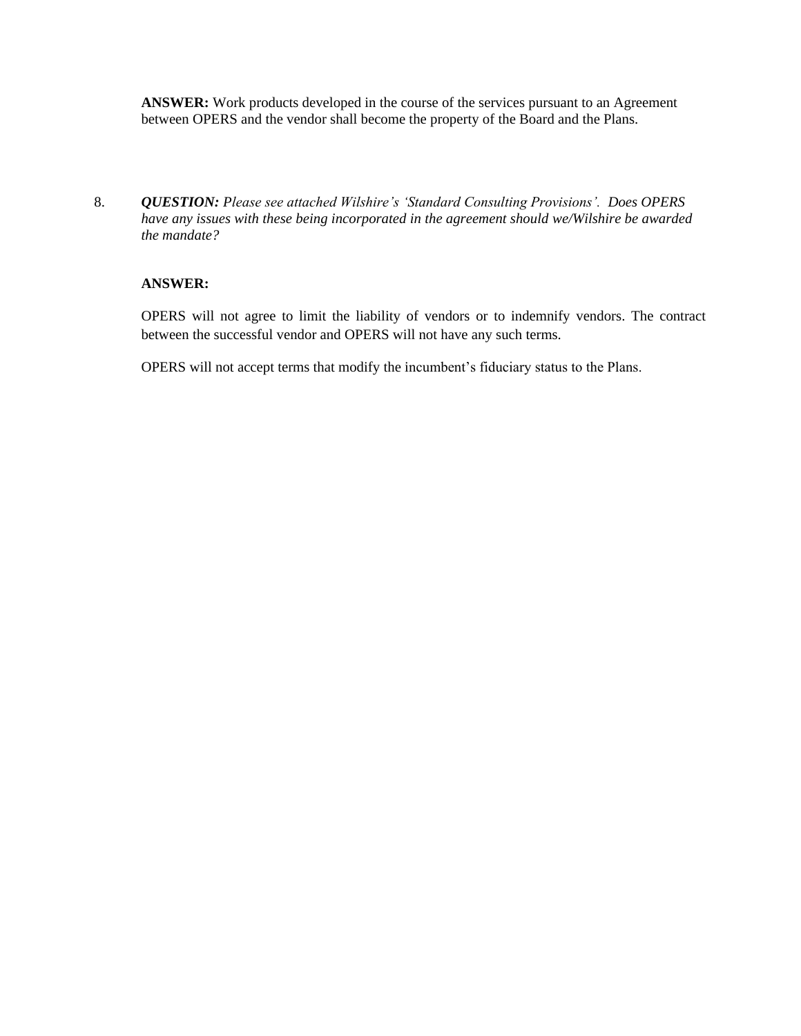**ANSWER:** Work products developed in the course of the services pursuant to an Agreement between OPERS and the vendor shall become the property of the Board and the Plans.

8. ***QUESTION:*** *Please see attached Wilshire's 'Standard Consulting Provisions'. Does OPERS have any issues with these being incorporated in the agreement should we/Wilshire be awarded the mandate?*

   **ANSWER:**

   OPERS will not agree to limit the liability of vendors or to indemnify vendors. The contract between the successful vendor and OPERS will not have any such terms.

   OPERS will not accept terms that modify the incumbent's fiduciary status to the Plans.